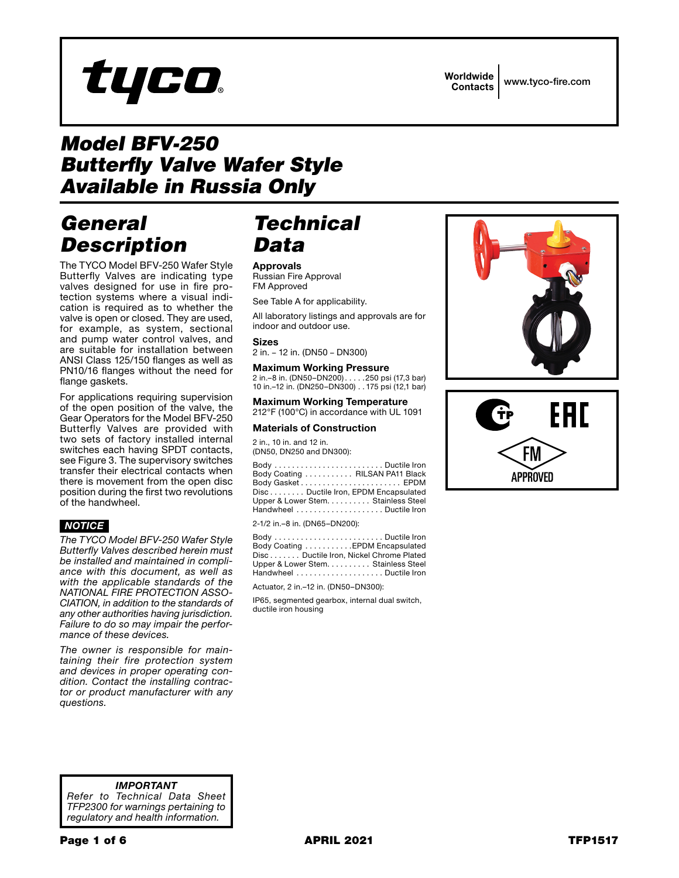tyco

Worldwide Contacts | www.tyco-fire.com

# Model BFV-250 Butterfly Valve Wafer Style Available in Russia Only

## General Description

The TYCO Model BFV-250 Wafer Style Butterfly Valves are indicating type valves designed for use in fire protection systems where a visual indication is required as to whether the valve is open or closed. They are used, for example, as system, sectional and pump water control valves, and are suitable for installation between ANSI Class 125/150 flanges as well as PN10/16 flanges without the need for flange gaskets.

For applications requiring supervision of the open position of the valve, the Gear Operators for the Model BFV-250 Butterfly Valves are provided with two sets of factory installed internal switches each having SPDT contacts, see Figure 3. The supervisory switches transfer their electrical contacts when there is movement from the open disc position during the first two revolutions of the handwheel.

**NOTICE**

*The TYCO Model BFV-250 Wafer Style Butterfly Valves described herein must be installed and maintained in compliance with this document, as well as with the applicable standards of the NATIONAL FIRE PROTECTION ASSOCIATION, in addition to the standards of any other authorities having jurisdiction. Failure to do so may impair the performance of these devices.*

*The owner is responsible for maintaining their fire protection system and devices in proper operating condition. Contact the installing contractor or product manufacturer with any questions.*

## Technical Data

**Approvals**
Russian Fire Approval
FM Approved

See Table A for applicability.

All laboratory listings and approvals are for indoor and outdoor use.

**Sizes**
2 in. – 12 in. (DN50 – DN300)

**Maximum Working Pressure**
2 in.–8 in. (DN50–DN200) . . . . . 250 psi (17,3 bar)
10 in.–12 in. (DN250–DN300) . . 175 psi (12,1 bar)

**Maximum Working Temperature**
212°F (100°C) in accordance with UL 1091

**Materials of Construction**

2 in., 10 in. and 12 in.
(DN50, DN250 and DN300):

Body . . . . . . . . . . . . . . . . . . . . . . . . . Ductile Iron
Body Coating . . . . . . . . . . . RILSAN PA11 Black
Body Gasket . . . . . . . . . . . . . . . . . . . . . . EPDM
Disc . . . . . . . . Ductile Iron, EPDM Encapsulated
Upper & Lower Stem. . . . . . . . . . Stainless Steel
Handwheel . . . . . . . . . . . . . . . . . . . . Ductile Iron

2-1/2 in.–8 in. (DN65–DN200):

Body . . . . . . . . . . . . . . . . . . . . . . . . . Ductile Iron
Body Coating . . . . . . . . . . . EPDM Encapsulated
Disc . . . . . . . Ductile Iron, Nickel Chrome Plated
Upper & Lower Stem. . . . . . . . . . Stainless Steel
Handwheel . . . . . . . . . . . . . . . . . . . . Ductile Iron

Actuator, 2 in.–12 in. (DN50–DN300):

IP65, segmented gearbox, internal dual switch, ductile iron housing

FM APPROVED

*IMPORTANT*
*Refer to Technical Data Sheet TFP2300 for warnings pertaining to regulatory and health information.*

APRIL 2021 | TFP1517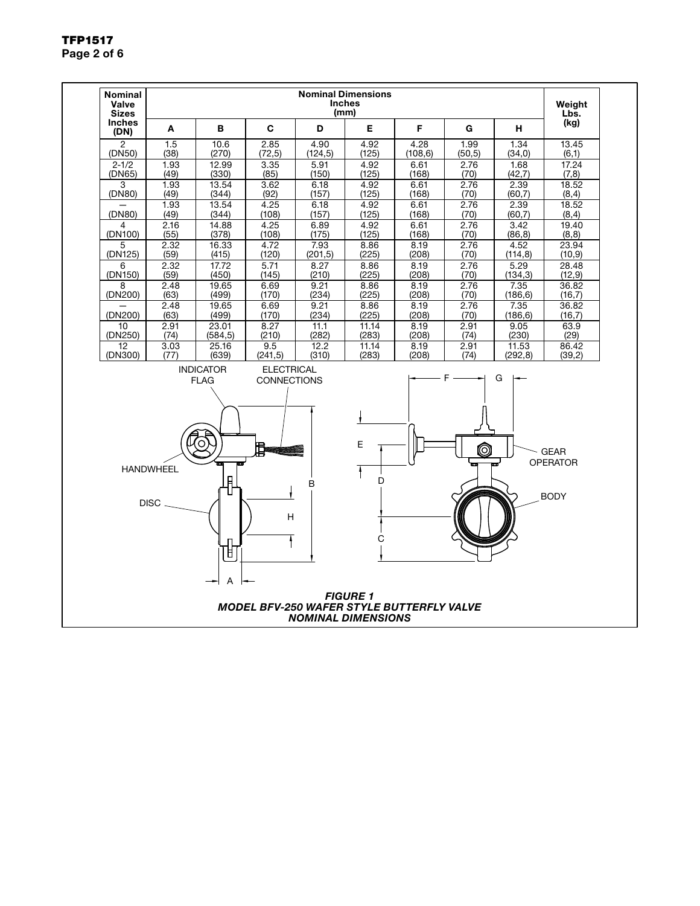| Nominal Valve Sizes Inches (DN) | Nominal Dimensions Inches (mm) | | | | | | | | Weight Lbs. (kg) |
|---|---|---|---|---|---|---|---|---|---|
| | A | B | C | D | E | F | G | H | |
| 2 (DN50) | 1.5 (38) | 10.6 (270) | 2.85 (72,5) | 4.90 (124,5) | 4.92 (125) | 4.28 (108,6) | 1.99 (50,5) | 1.34 (34,0) | 13.45 (6,1) |
| 2-1/2 (DN65) | 1.93 (49) | 12.99 (330) | 3.35 (85) | 5.91 (150) | 4.92 (125) | 6.61 (168) | 2.76 (70) | 1.68 (42,7) | 17.24 (7,8) |
| 3 (DN80) | 1.93 (49) | 13.54 (344) | 3.62 (92) | 6.18 (157) | 4.92 (125) | 6.61 (168) | 2.76 (70) | 2.39 (60,7) | 18.52 (8,4) |
| — (DN80) | 1.93 (49) | 13.54 (344) | 4.25 (108) | 6.18 (157) | 4.92 (125) | 6.61 (168) | 2.76 (70) | 2.39 (60,7) | 18.52 (8,4) |
| 4 (DN100) | 2.16 (55) | 14.88 (378) | 4.25 (108) | 6.89 (175) | 4.92 (125) | 6.61 (168) | 2.76 (70) | 3.42 (86,8) | 19.40 (8,8) |
| 5 (DN125) | 2.32 (59) | 16.33 (415) | 4.72 (120) | 7.93 (201,5) | 8.86 (225) | 8.19 (208) | 2.76 (70) | 4.52 (114,8) | 23.94 (10,9) |
| 6 (DN150) | 2.32 (59) | 17.72 (450) | 5.71 (145) | 8.27 (210) | 8.86 (225) | 8.19 (208) | 2.76 (70) | 5.29 (134,3) | 28.48 (12,9) |
| 8 (DN200) | 2.48 (63) | 19.65 (499) | 6.69 (170) | 9.21 (234) | 8.86 (225) | 8.19 (208) | 2.76 (70) | 7.35 (186,6) | 36.82 (16,7) |
| — (DN200) | 2.48 (63) | 19.65 (499) | 6.69 (170) | 9.21 (234) | 8.86 (225) | 8.19 (208) | 2.76 (70) | 7.35 (186,6) | 36.82 (16,7) |
| 10 (DN250) | 2.91 (74) | 23.01 (584,5) | 8.27 (210) | 11.1 (282) | 11.14 (283) | 8.19 (208) | 2.91 (74) | 9.05 (230) | 63.9 (29) |
| 12 (DN300) | 3.03 (77) | 25.16 (639) | 9.5 (241,5) | 12.2 (310) | 11.14 (283) | 8.19 (208) | 2.91 (74) | 11.53 (292,8) | 86.42 (39,2) |

INDICATOR FLAG, ELECTRICAL CONNECTIONS, HANDWHEEL, DISC, GEAR OPERATOR, BODY

***FIGURE 1***
***MODEL BFV-250 WAFER STYLE BUTTERFLY VALVE***
***NOMINAL DIMENSIONS***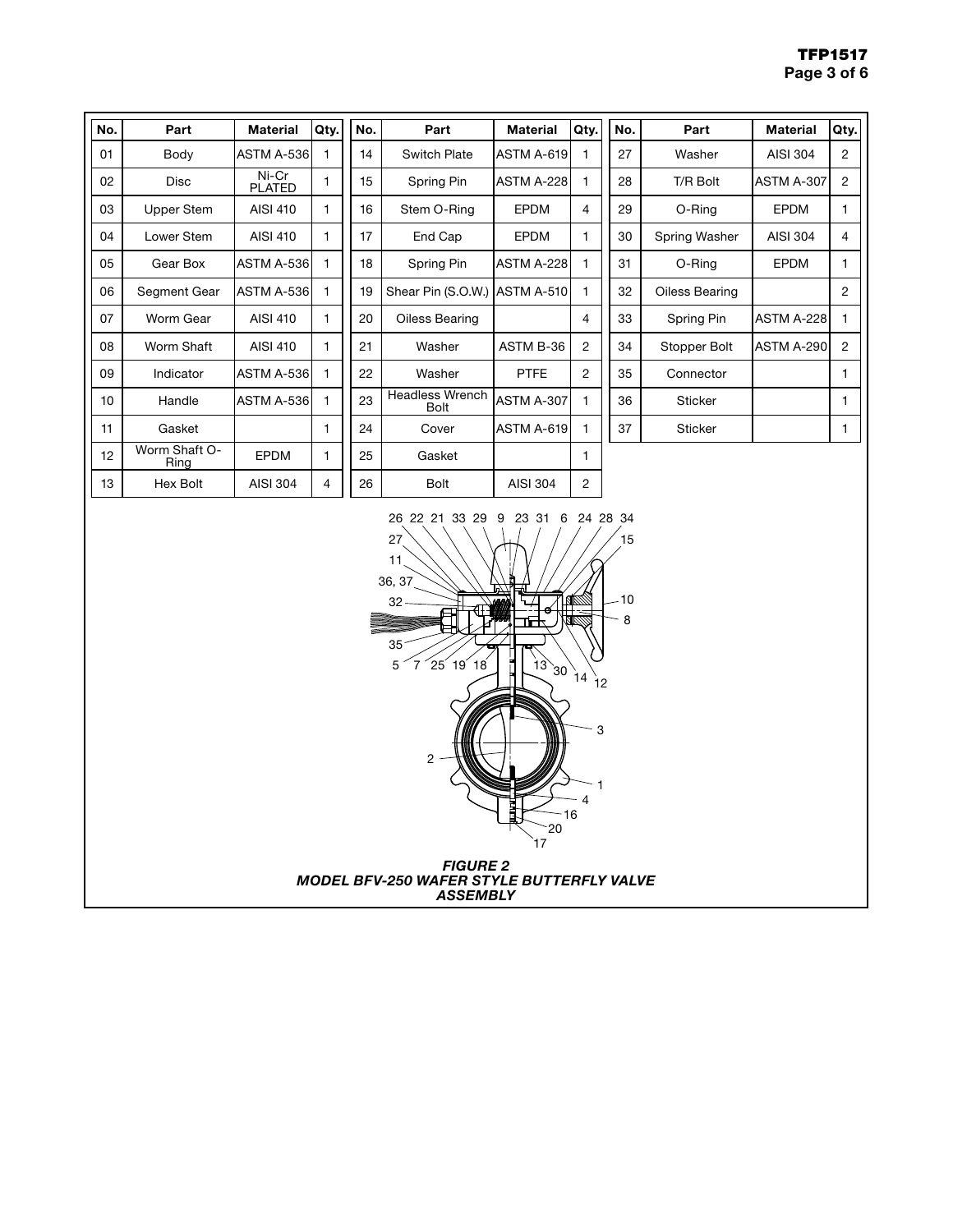| No. | Part | Material | Qty. | No. | Part | Material | Qty. | No. | Part | Material | Qty. |
|---|---|---|---|---|---|---|---|---|---|---|---|
| 01 | Body | ASTM A-536 | 1 | 14 | Switch Plate | ASTM A-619 | 1 | 27 | Washer | AISI 304 | 2 |
| 02 | Disc | Ni-Cr PLATED | 1 | 15 | Spring Pin | ASTM A-228 | 1 | 28 | T/R Bolt | ASTM A-307 | 2 |
| 03 | Upper Stem | AISI 410 | 1 | 16 | Stem O-Ring | EPDM | 4 | 29 | O-Ring | EPDM | 1 |
| 04 | Lower Stem | AISI 410 | 1 | 17 | End Cap | EPDM | 1 | 30 | Spring Washer | AISI 304 | 4 |
| 05 | Gear Box | ASTM A-536 | 1 | 18 | Spring Pin | ASTM A-228 | 1 | 31 | O-Ring | EPDM | 1 |
| 06 | Segment Gear | ASTM A-536 | 1 | 19 | Shear Pin (S.O.W.) | ASTM A-510 | 1 | 32 | Oiless Bearing | | 2 |
| 07 | Worm Gear | AISI 410 | 1 | 20 | Oiless Bearing | | 4 | 33 | Spring Pin | ASTM A-228 | 1 |
| 08 | Worm Shaft | AISI 410 | 1 | 21 | Washer | ASTM B-36 | 2 | 34 | Stopper Bolt | ASTM A-290 | 2 |
| 09 | Indicator | ASTM A-536 | 1 | 22 | Washer | PTFE | 2 | 35 | Connector | | 1 |
| 10 | Handle | ASTM A-536 | 1 | 23 | Headless Wrench Bolt | ASTM A-307 | 1 | 36 | Sticker | | 1 |
| 11 | Gasket | | 1 | 24 | Cover | ASTM A-619 | 1 | 37 | Sticker | | 1 |
| 12 | Worm Shaft O-Ring | EPDM | 1 | 25 | Gasket | | 1 | | | | |
| 13 | Hex Bolt | AISI 304 | 4 | 26 | Bolt | AISI 304 | 2 | | | | |

***FIGURE 2***
***MODEL BFV-250 WAFER STYLE BUTTERFLY VALVE ASSEMBLY***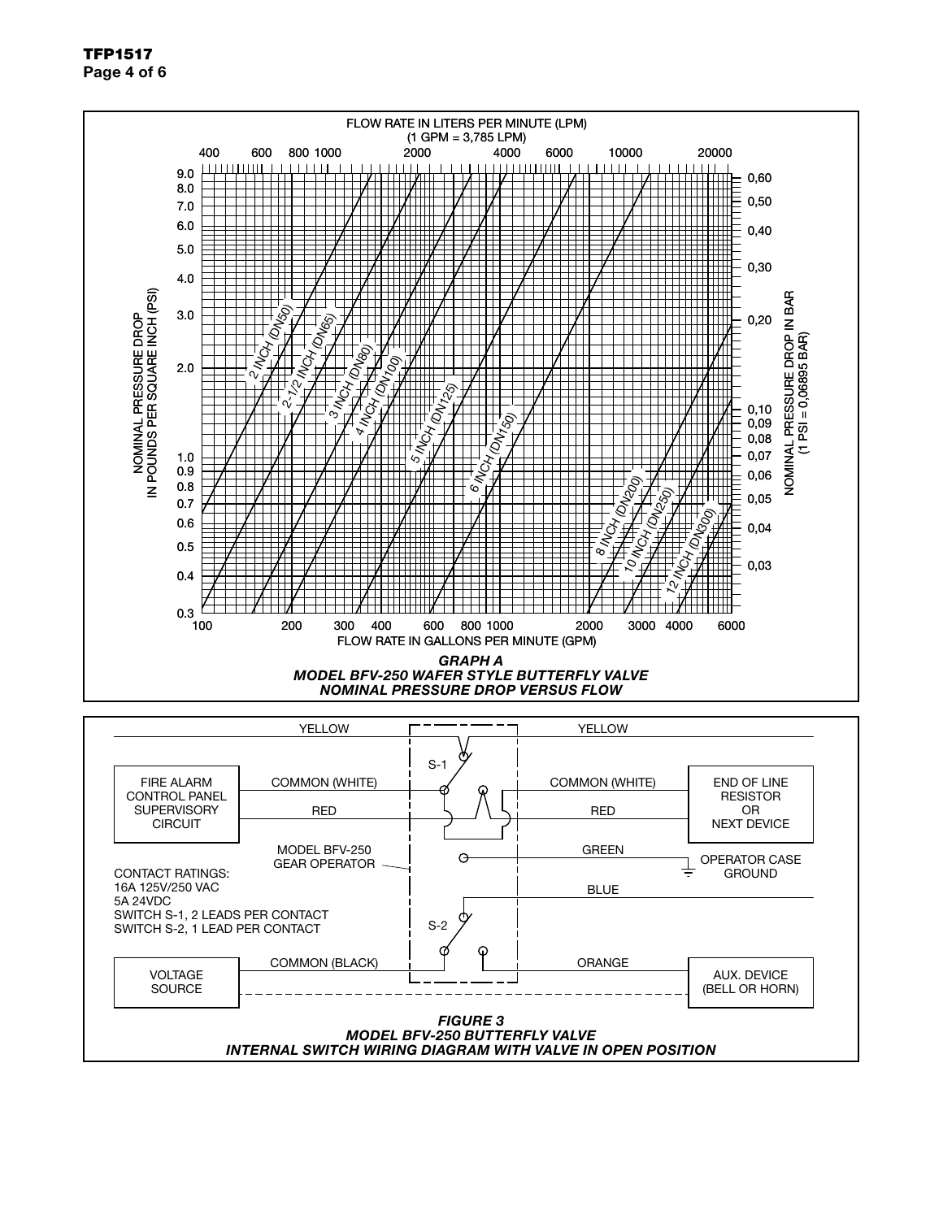FLOW RATE IN LITERS PER MINUTE (LPM)
(1 GPM = 3,785 LPM)

400 600 800 1000 2000 4000 6000 10000 20000

NOMINAL PRESSURE DROP IN POUNDS PER SQUARE INCH (PSI)

9.0 8.0 7.0 6.0 5.0 4.0 3.0 2.0 1.0 0.9 0.8 0.7 0.6 0.5 0.4 0.3

NOMINAL PRESSURE DROP IN BAR (1 PSI = 0,06895 BAR)

0,60 0,50 0,40 0,30 0,20 0,10 0,09 0,08 0,07 0,06 0,05 0,04 0,03

2 INCH (DN50)
2-1/2 INCH (DN65)
3 INCH (DN80)
4 INCH (DN100)
5 INCH (DN125)
6 INCH (DN150)
8 INCH (DN200)
10 INCH (DN250)
12 INCH (DN300)

100 200 300 400 600 800 1000 2000 3000 4000 6000

FLOW RATE IN GALLONS PER MINUTE (GPM)

***GRAPH A***
***MODEL BFV-250 WAFER STYLE BUTTERFLY VALVE***
***NOMINAL PRESSURE DROP VERSUS FLOW***

YELLOW — S-1 — YELLOW

FIRE ALARM CONTROL PANEL SUPERVISORY CIRCUIT — COMMON (WHITE) / RED — COMMON (WHITE) / RED — END OF LINE RESISTOR OR NEXT DEVICE

MODEL BFV-250 GEAR OPERATOR

GREEN — OPERATOR CASE GROUND

CONTACT RATINGS:
16A 125V/250 VAC
5A 24VDC
SWITCH S-1, 2 LEADS PER CONTACT
SWITCH S-2, 1 LEAD PER CONTACT

BLUE — S-2

VOLTAGE SOURCE — COMMON (BLACK) — ORANGE — AUX. DEVICE (BELL OR HORN)

***FIGURE 3***
***MODEL BFV-250 BUTTERFLY VALVE***
***INTERNAL SWITCH WIRING DIAGRAM WITH VALVE IN OPEN POSITION***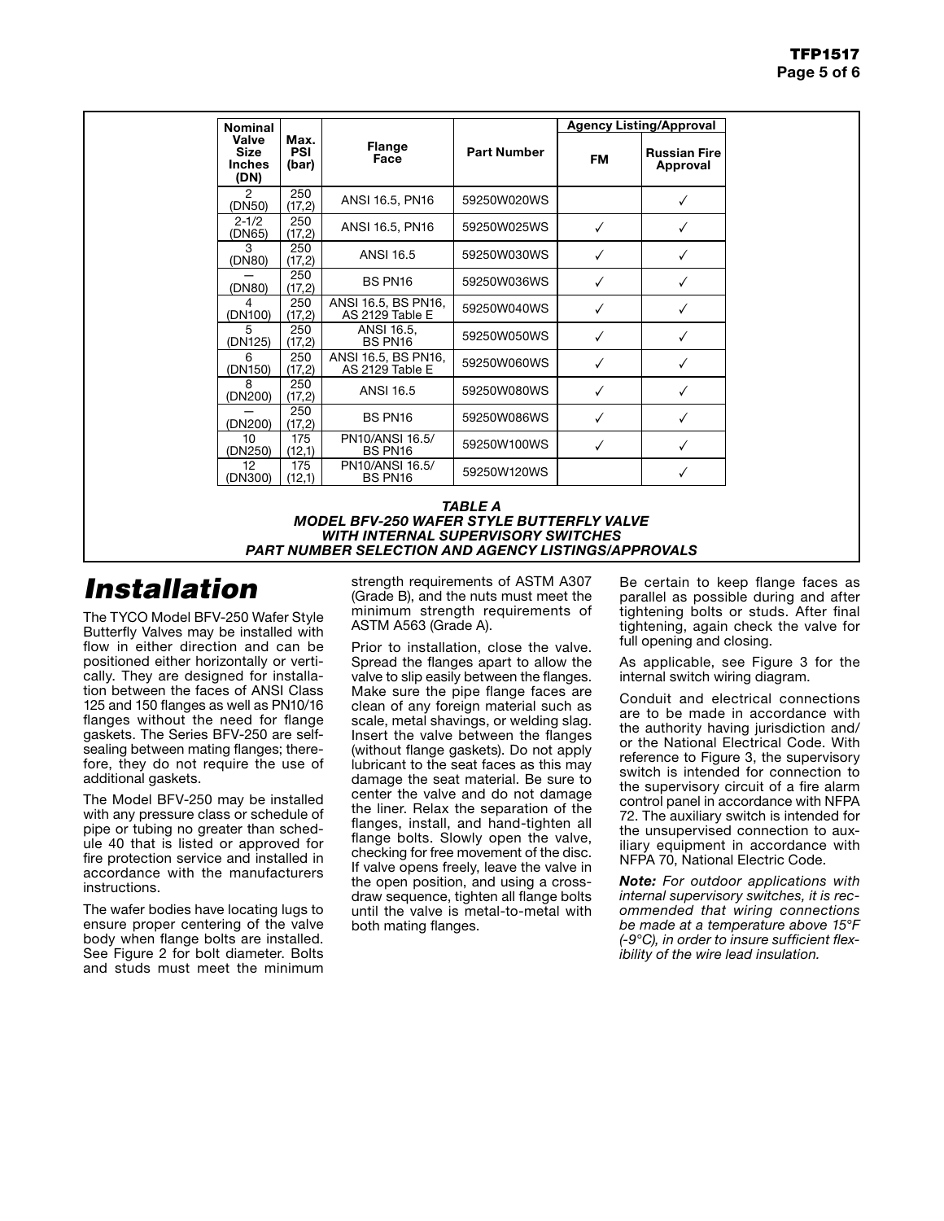| Nominal Valve Size Inches (DN) | Max. PSI (bar) | Flange Face | Part Number | Agency Listing/Approval | |
|---|---|---|---|---|---|
| | | | | FM | Russian Fire Approval |
| 2 (DN50) | 250 (17,2) | ANSI 16.5, PN16 | 59250W020WS | | ✓ |
| 2-1/2 (DN65) | 250 (17,2) | ANSI 16.5, PN16 | 59250W025WS | ✓ | ✓ |
| 3 (DN80) | 250 (17,2) | ANSI 16.5 | 59250W030WS | ✓ | ✓ |
| — (DN80) | 250 (17,2) | BS PN16 | 59250W036WS | ✓ | ✓ |
| 4 (DN100) | 250 (17,2) | ANSI 16.5, BS PN16, AS 2129 Table E | 59250W040WS | ✓ | ✓ |
| 5 (DN125) | 250 (17,2) | ANSI 16.5, BS PN16 | 59250W050WS | ✓ | ✓ |
| 6 (DN150) | 250 (17,2) | ANSI 16.5, BS PN16, AS 2129 Table E | 59250W060WS | ✓ | ✓ |
| 8 (DN200) | 250 (17,2) | ANSI 16.5 | 59250W080WS | ✓ | ✓ |
| — (DN200) | 250 (17,2) | BS PN16 | 59250W086WS | ✓ | ✓ |
| 10 (DN250) | 175 (12,1) | PN10/ANSI 16.5/ BS PN16 | 59250W100WS | ✓ | ✓ |
| 12 (DN300) | 175 (12,1) | PN10/ANSI 16.5/ BS PN16 | 59250W120WS | | ✓ |

***TABLE A***
***MODEL BFV-250 WAFER STYLE BUTTERFLY VALVE***
***WITH INTERNAL SUPERVISORY SWITCHES***
***PART NUMBER SELECTION AND AGENCY LISTINGS/APPROVALS***

# *Installation*

The TYCO Model BFV-250 Wafer Style Butterfly Valves may be installed with flow in either direction and can be positioned either horizontally or vertically. They are designed for installation between the faces of ANSI Class 125 and 150 flanges as well as PN10/16 flanges without the need for flange gaskets. The Series BFV-250 are self-sealing between mating flanges; therefore, they do not require the use of additional gaskets.

The Model BFV-250 may be installed with any pressure class or schedule of pipe or tubing no greater than schedule 40 that is listed or approved for fire protection service and installed in accordance with the manufacturers instructions.

The wafer bodies have locating lugs to ensure proper centering of the valve body when flange bolts are installed. See Figure 2 for bolt diameter. Bolts and studs must meet the minimum strength requirements of ASTM A307 (Grade B), and the nuts must meet the minimum strength requirements of ASTM A563 (Grade A).

Prior to installation, close the valve. Spread the flanges apart to allow the valve to slip easily between the flanges. Make sure the pipe flange faces are clean of any foreign material such as scale, metal shavings, or welding slag. Insert the valve between the flanges (without flange gaskets). Do not apply lubricant to the seat faces as this may damage the seat material. Be sure to center the valve and do not damage the liner. Relax the separation of the flanges, install, and hand-tighten all flange bolts. Slowly open the valve, checking for free movement of the disc. If valve opens freely, leave the valve in the open position, and using a cross-draw sequence, tighten all flange bolts until the valve is metal-to-metal with both mating flanges.

Be certain to keep flange faces as parallel as possible during and after tightening bolts or studs. After final tightening, again check the valve for full opening and closing.

As applicable, see Figure 3 for the internal switch wiring diagram.

Conduit and electrical connections are to be made in accordance with the authority having jurisdiction and/or the National Electrical Code. With reference to Figure 3, the supervisory switch is intended for connection to the supervisory circuit of a fire alarm control panel in accordance with NFPA 72. The auxiliary switch is intended for the unsupervised connection to auxiliary equipment in accordance with NFPA 70, National Electric Code.

***Note:*** *For outdoor applications with internal supervisory switches, it is recommended that wiring connections be made at a temperature above 15°F (-9°C), in order to insure sufficient flexibility of the wire lead insulation.*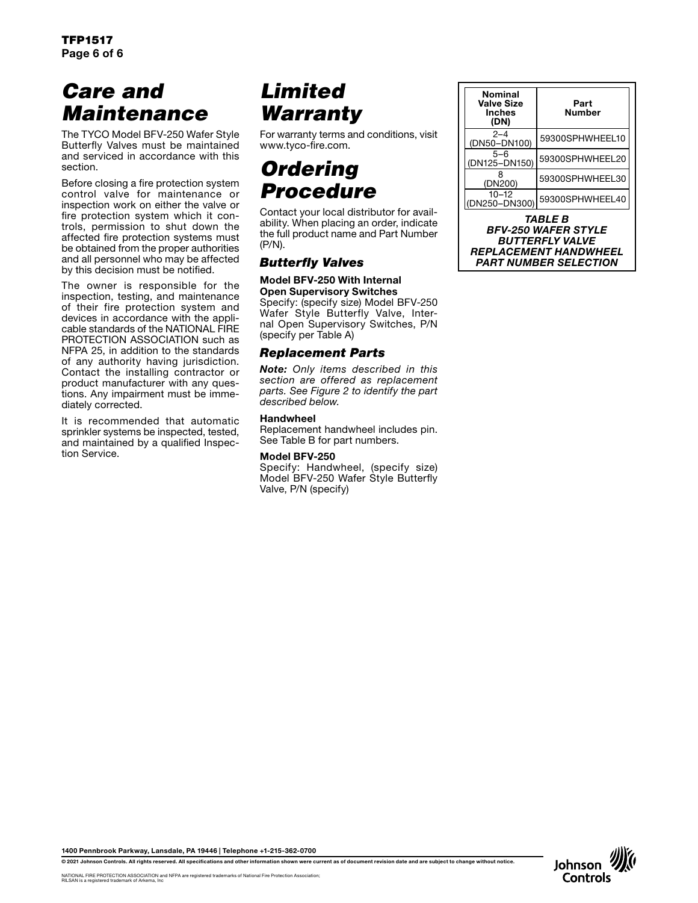## Care and Maintenance

The TYCO Model BFV-250 Wafer Style Butterfly Valves must be maintained and serviced in accordance with this section.

Before closing a fire protection system control valve for maintenance or inspection work on either the valve or fire protection system which it controls, permission to shut down the affected fire protection systems must be obtained from the proper authorities and all personnel who may be affected by this decision must be notified.

The owner is responsible for the inspection, testing, and maintenance of their fire protection system and devices in accordance with the applicable standards of the NATIONAL FIRE PROTECTION ASSOCIATION such as NFPA 25, in addition to the standards of any authority having jurisdiction. Contact the installing contractor or product manufacturer with any questions. Any impairment must be immediately corrected.

It is recommended that automatic sprinkler systems be inspected, tested, and maintained by a qualified Inspection Service.

## Limited Warranty

For warranty terms and conditions, visit www.tyco-fire.com.

## Ordering Procedure

Contact your local distributor for availability. When placing an order, indicate the full product name and Part Number (P/N).

### Butterfly Valves

**Model BFV-250 With Internal Open Supervisory Switches**
Specify: (specify size) Model BFV-250 Wafer Style Butterfly Valve, Internal Open Supervisory Switches, P/N (specify per Table A)

### Replacement Parts

***Note:*** *Only items described in this section are offered as replacement parts. See Figure 2 to identify the part described below.*

**Handwheel**
Replacement handwheel includes pin. See Table B for part numbers.

**Model BFV-250**
Specify: Handwheel, (specify size) Model BFV-250 Wafer Style Butterfly Valve, P/N (specify)

| Nominal Valve Size Inches (DN) | Part Number |
|---|---|
| 2–4 (DN50–DN100) | 59300SPHWHEEL10 |
| 5–6 (DN125–DN150) | 59300SPHWHEEL20 |
| 8 (DN200) | 59300SPHWHEEL30 |
| 10–12 (DN250–DN300) | 59300SPHWHEEL40 |

***TABLE B***
***BFV-250 WAFER STYLE BUTTERFLY VALVE REPLACEMENT HANDWHEEL PART NUMBER SELECTION***

1400 Pennbrook Parkway, Lansdale, PA 19446 | Telephone +1-215-362-0700

© 2021 Johnson Controls. All rights reserved. All specifications and other information shown were current as of document revision date and are subject to change without notice.

NATIONAL FIRE PROTECTION ASSOCIATION and NFPA are registered trademarks of National Fire Protection Association; RILSAN is a registered trademark of Arkema, Inc